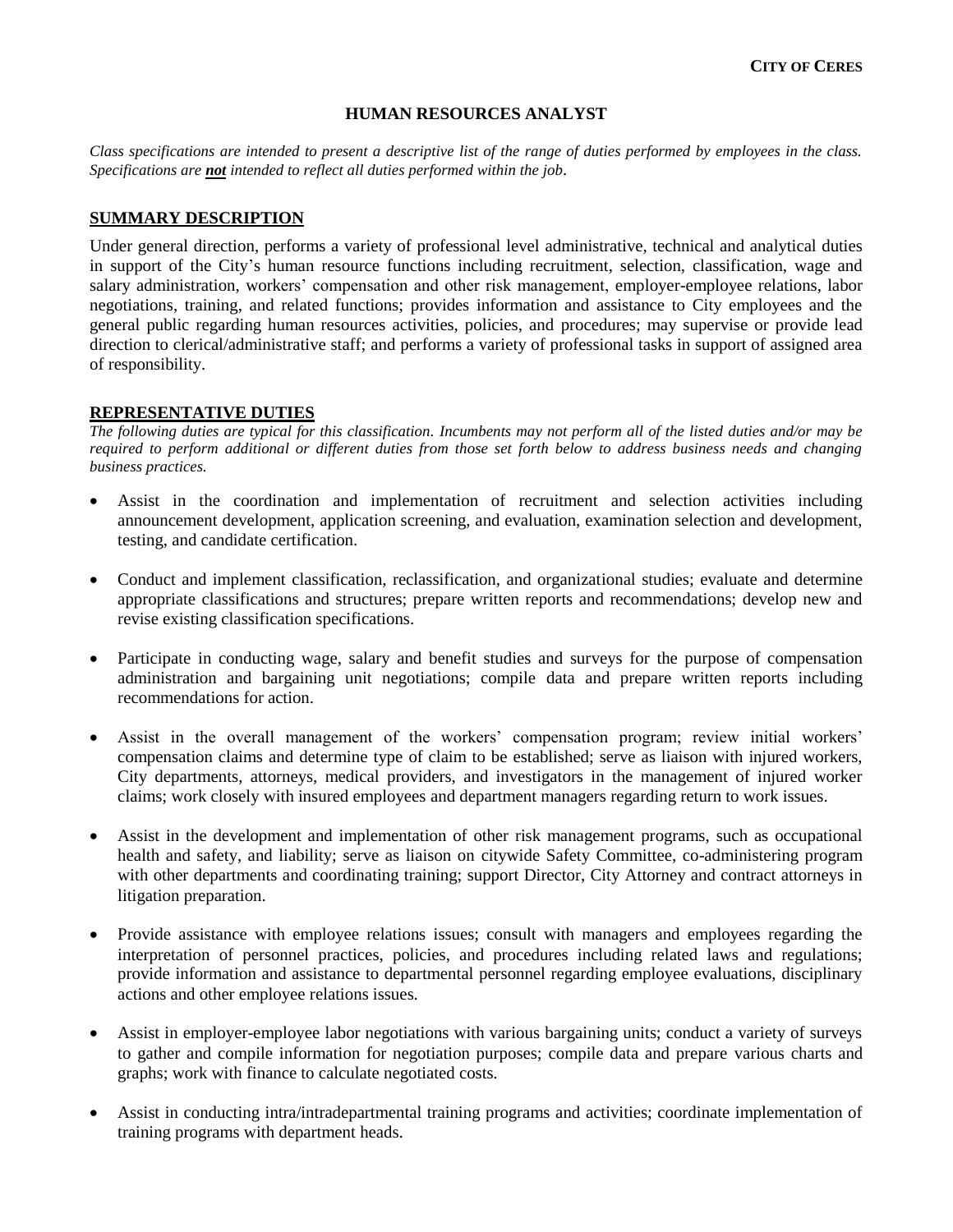**CITY OF CERES**

# HUMAN RESOURCES ANALYST

*Class specifications are intended to present a descriptive list of the range of duties performed by employees in the class. Specifications are **not** intended to reflect all duties performed within the job.*

## SUMMARY DESCRIPTION

Under general direction, performs a variety of professional level administrative, technical and analytical duties in support of the City's human resource functions including recruitment, selection, classification, wage and salary administration, workers' compensation and other risk management, employer-employee relations, labor negotiations, training, and related functions; provides information and assistance to City employees and the general public regarding human resources activities, policies, and procedures; may supervise or provide lead direction to clerical/administrative staff; and performs a variety of professional tasks in support of assigned area of responsibility.

## REPRESENTATIVE DUTIES

*The following duties are typical for this classification. Incumbents may not perform all of the listed duties and/or may be required to perform additional or different duties from those set forth below to address business needs and changing business practices.*

- Assist in the coordination and implementation of recruitment and selection activities including announcement development, application screening, and evaluation, examination selection and development, testing, and candidate certification.
- Conduct and implement classification, reclassification, and organizational studies; evaluate and determine appropriate classifications and structures; prepare written reports and recommendations; develop new and revise existing classification specifications.
- Participate in conducting wage, salary and benefit studies and surveys for the purpose of compensation administration and bargaining unit negotiations; compile data and prepare written reports including recommendations for action.
- Assist in the overall management of the workers' compensation program; review initial workers' compensation claims and determine type of claim to be established; serve as liaison with injured workers, City departments, attorneys, medical providers, and investigators in the management of injured worker claims; work closely with insured employees and department managers regarding return to work issues.
- Assist in the development and implementation of other risk management programs, such as occupational health and safety, and liability; serve as liaison on citywide Safety Committee, co-administering program with other departments and coordinating training; support Director, City Attorney and contract attorneys in litigation preparation.
- Provide assistance with employee relations issues; consult with managers and employees regarding the interpretation of personnel practices, policies, and procedures including related laws and regulations; provide information and assistance to departmental personnel regarding employee evaluations, disciplinary actions and other employee relations issues.
- Assist in employer-employee labor negotiations with various bargaining units; conduct a variety of surveys to gather and compile information for negotiation purposes; compile data and prepare various charts and graphs; work with finance to calculate negotiated costs.
- Assist in conducting intra/intradepartmental training programs and activities; coordinate implementation of training programs with department heads.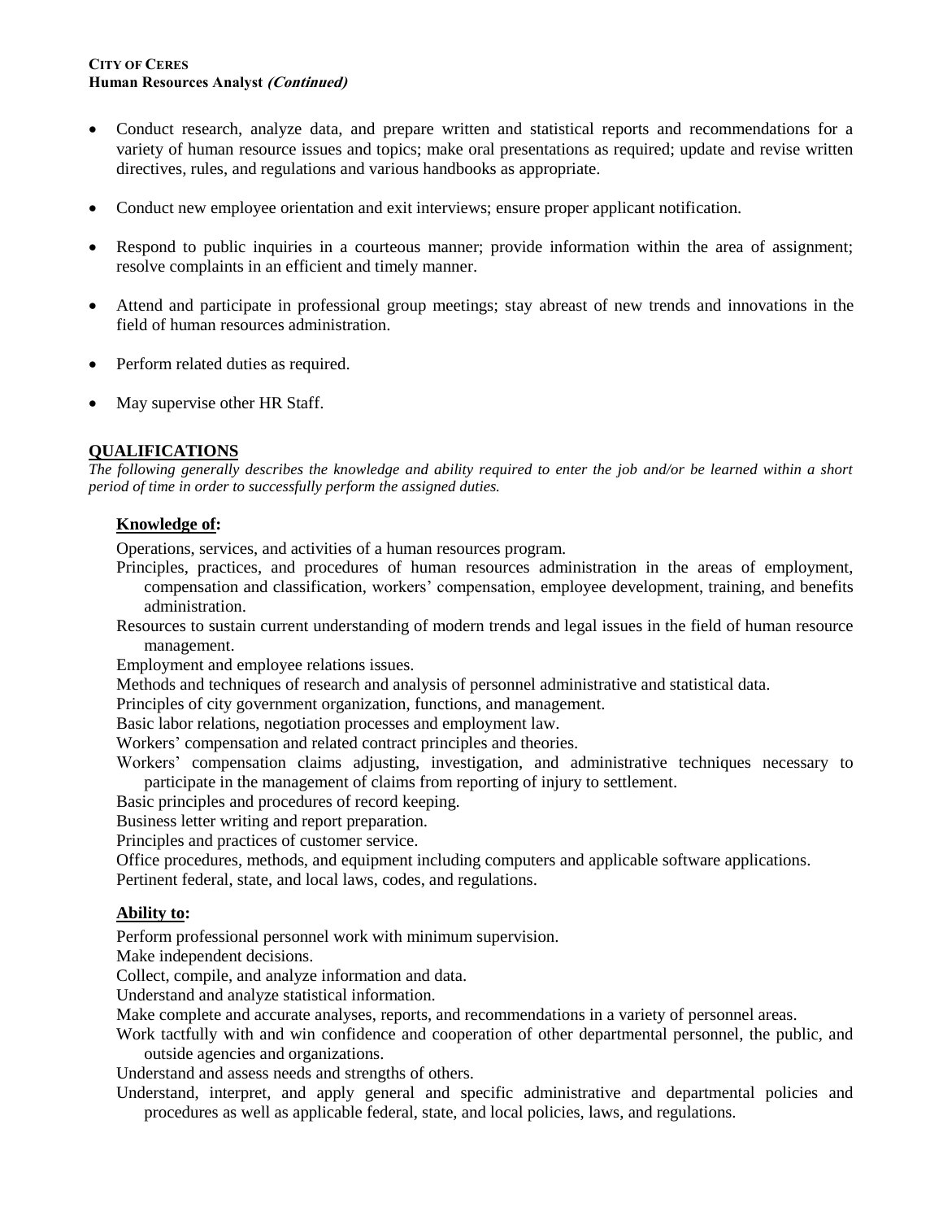- Conduct research, analyze data, and prepare written and statistical reports and recommendations for a variety of human resource issues and topics; make oral presentations as required; update and revise written directives, rules, and regulations and various handbooks as appropriate.

- Conduct new employee orientation and exit interviews; ensure proper applicant notification.

- Respond to public inquiries in a courteous manner; provide information within the area of assignment; resolve complaints in an efficient and timely manner.

- Attend and participate in professional group meetings; stay abreast of new trends and innovations in the field of human resources administration.

- Perform related duties as required.

- May supervise other HR Staff.

## QUALIFICATIONS

*The following generally describes the knowledge and ability required to enter the job and/or be learned within a short period of time in order to successfully perform the assigned duties.*

### Knowledge of:

Operations, services, and activities of a human resources program.

Principles, practices, and procedures of human resources administration in the areas of employment, compensation and classification, workers' compensation, employee development, training, and benefits administration.

Resources to sustain current understanding of modern trends and legal issues in the field of human resource management.

Employment and employee relations issues.

Methods and techniques of research and analysis of personnel administrative and statistical data.

Principles of city government organization, functions, and management.

Basic labor relations, negotiation processes and employment law.

Workers' compensation and related contract principles and theories.

Workers' compensation claims adjusting, investigation, and administrative techniques necessary to participate in the management of claims from reporting of injury to settlement.

Basic principles and procedures of record keeping.

Business letter writing and report preparation.

Principles and practices of customer service.

Office procedures, methods, and equipment including computers and applicable software applications.

Pertinent federal, state, and local laws, codes, and regulations.

### Ability to:

Perform professional personnel work with minimum supervision.

Make independent decisions.

Collect, compile, and analyze information and data.

Understand and analyze statistical information.

Make complete and accurate analyses, reports, and recommendations in a variety of personnel areas.

Work tactfully with and win confidence and cooperation of other departmental personnel, the public, and outside agencies and organizations.

Understand and assess needs and strengths of others.

Understand, interpret, and apply general and specific administrative and departmental policies and procedures as well as applicable federal, state, and local policies, laws, and regulations.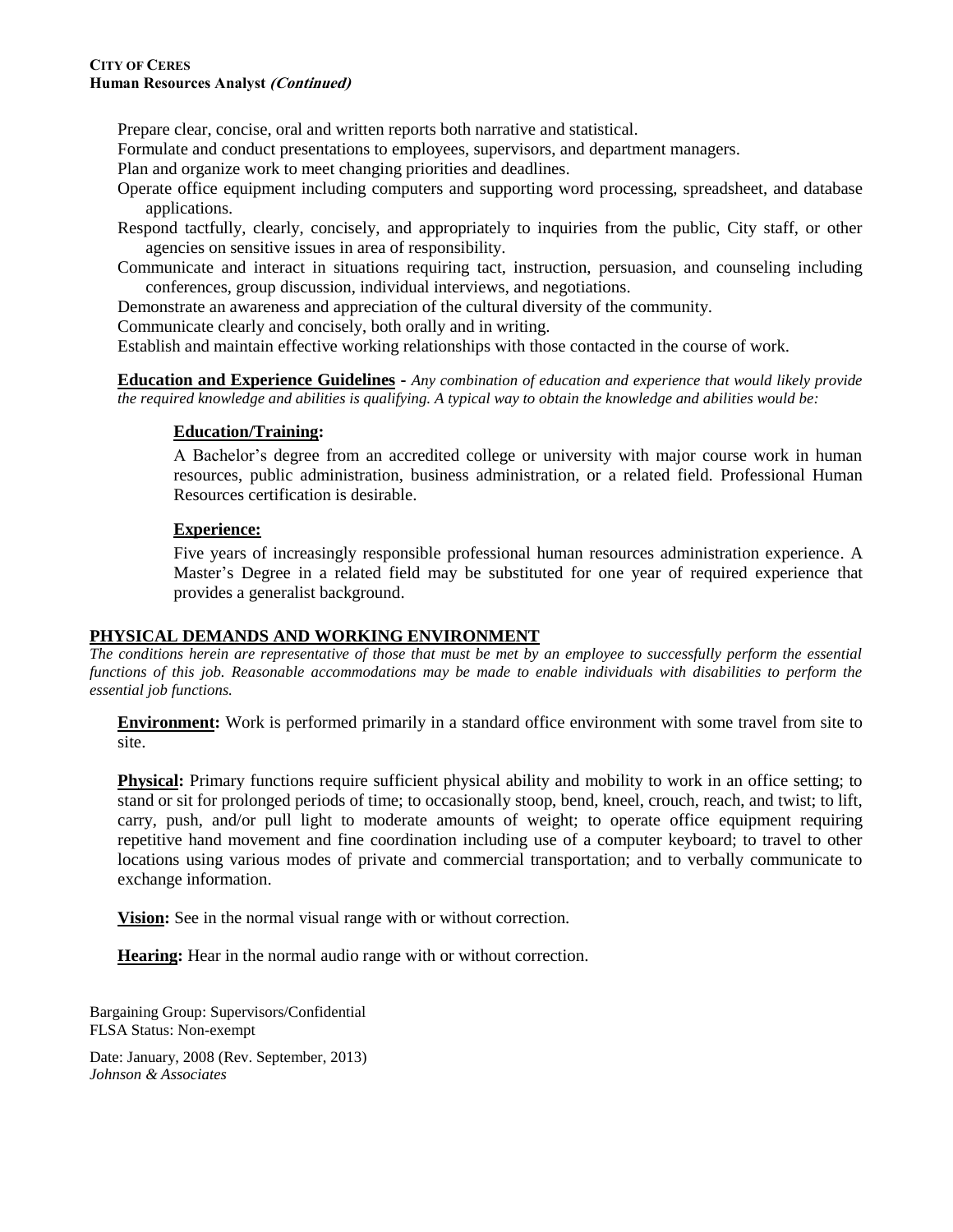Prepare clear, concise, oral and written reports both narrative and statistical.

Formulate and conduct presentations to employees, supervisors, and department managers.

Plan and organize work to meet changing priorities and deadlines.

Operate office equipment including computers and supporting word processing, spreadsheet, and database applications.

Respond tactfully, clearly, concisely, and appropriately to inquiries from the public, City staff, or other agencies on sensitive issues in area of responsibility.

Communicate and interact in situations requiring tact, instruction, persuasion, and counseling including conferences, group discussion, individual interviews, and negotiations.

Demonstrate an awareness and appreciation of the cultural diversity of the community.

Communicate clearly and concisely, both orally and in writing.

Establish and maintain effective working relationships with those contacted in the course of work.

**Education and Experience Guidelines** - *Any combination of education and experience that would likely provide the required knowledge and abilities is qualifying. A typical way to obtain the knowledge and abilities would be:*

**Education/Training:**

A Bachelor's degree from an accredited college or university with major course work in human resources, public administration, business administration, or a related field. Professional Human Resources certification is desirable.

**Experience:**

Five years of increasingly responsible professional human resources administration experience. A Master's Degree in a related field may be substituted for one year of required experience that provides a generalist background.

## PHYSICAL DEMANDS AND WORKING ENVIRONMENT

*The conditions herein are representative of those that must be met by an employee to successfully perform the essential functions of this job. Reasonable accommodations may be made to enable individuals with disabilities to perform the essential job functions.*

**Environment:** Work is performed primarily in a standard office environment with some travel from site to site.

**Physical:** Primary functions require sufficient physical ability and mobility to work in an office setting; to stand or sit for prolonged periods of time; to occasionally stoop, bend, kneel, crouch, reach, and twist; to lift, carry, push, and/or pull light to moderate amounts of weight; to operate office equipment requiring repetitive hand movement and fine coordination including use of a computer keyboard; to travel to other locations using various modes of private and commercial transportation; and to verbally communicate to exchange information.

**Vision:** See in the normal visual range with or without correction.

**Hearing:** Hear in the normal audio range with or without correction.

Bargaining Group: Supervisors/Confidential
FLSA Status: Non-exempt

Date: January, 2008 (Rev. September, 2013)
*Johnson & Associates*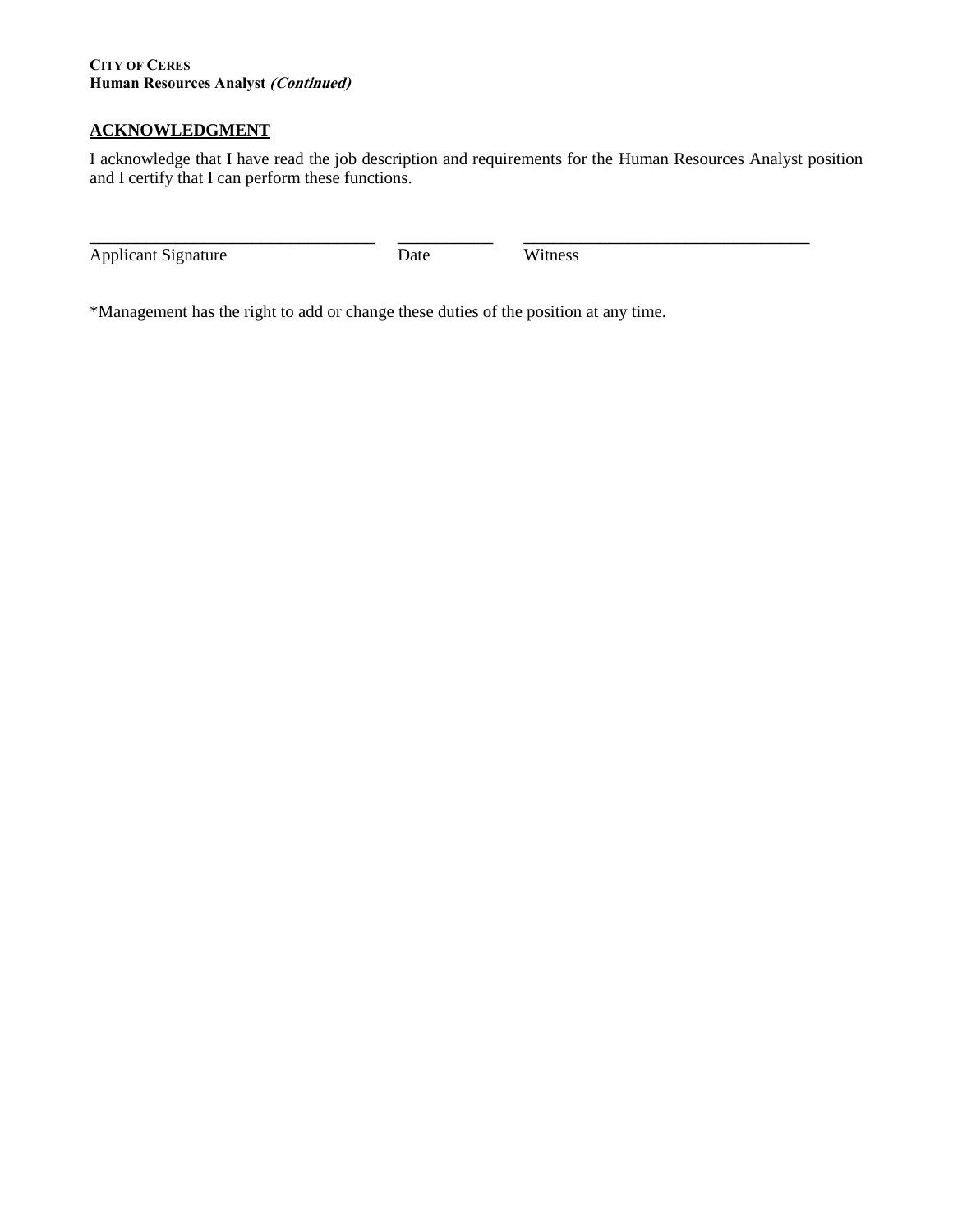## ACKNOWLEDGMENT

I acknowledge that I have read the job description and requirements for the Human Resources Analyst position and I certify that I can perform these functions.

| | | |
|---|---|---|
| _________________________________ | ___________ | _________________________________ |
| Applicant Signature | Date | Witness |

*Management has the right to add or change these duties of the position at any time.